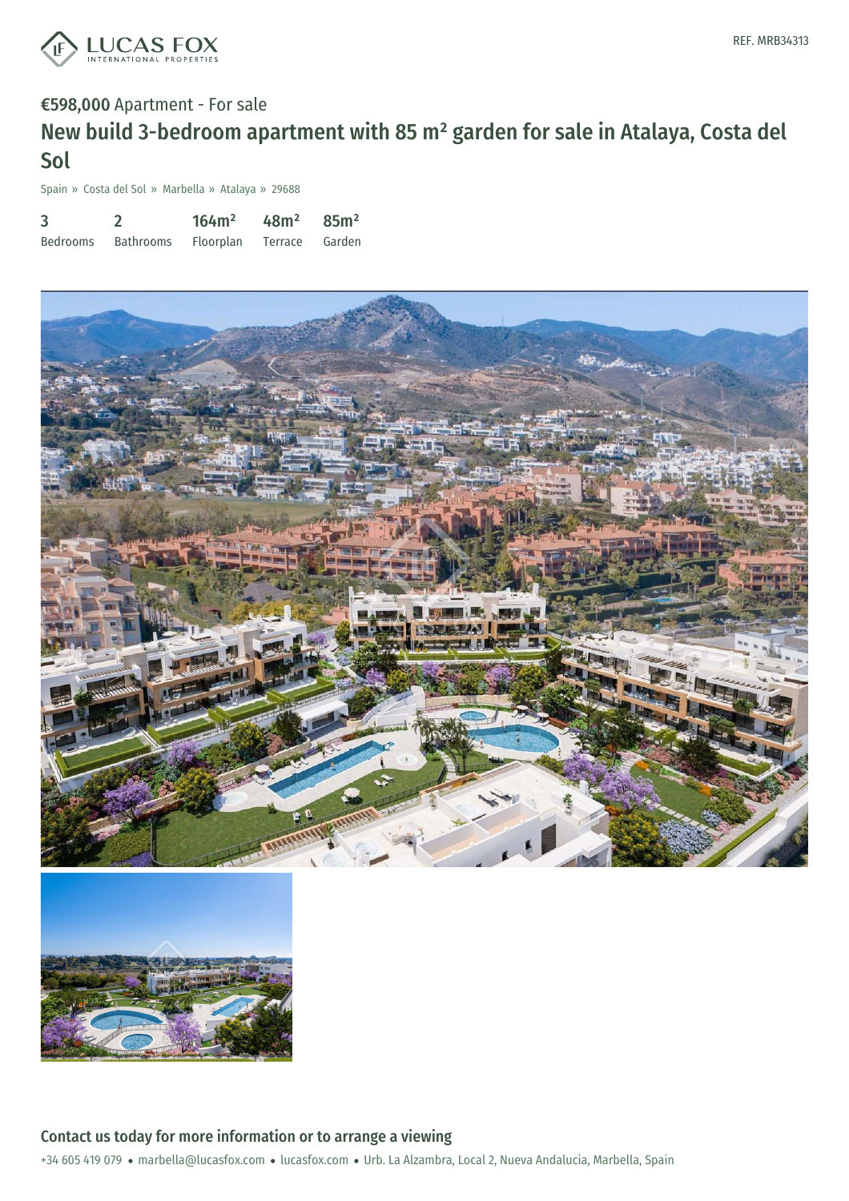LUCAS FOX
INTERNATIONAL PROPERTIES

REF. MRB34313

**€598,000** Apartment - For sale

# New build 3-bedroom apartment with 85 m² garden for sale in Atalaya, Costa del Sol

Spain » Costa del Sol » Marbella » Atalaya » 29688

| 3 | 2 | 164m² | 48m² | 85m² |
|---|---|---|---|---|
| Bedrooms | Bathrooms | Floorplan | Terrace | Garden |

## Contact us today for more information or to arrange a viewing

+34 605 419 079 • marbella@lucasfox.com • lucasfox.com • Urb. La Alzambra, Local 2, Nueva Andalucia, Marbella, Spain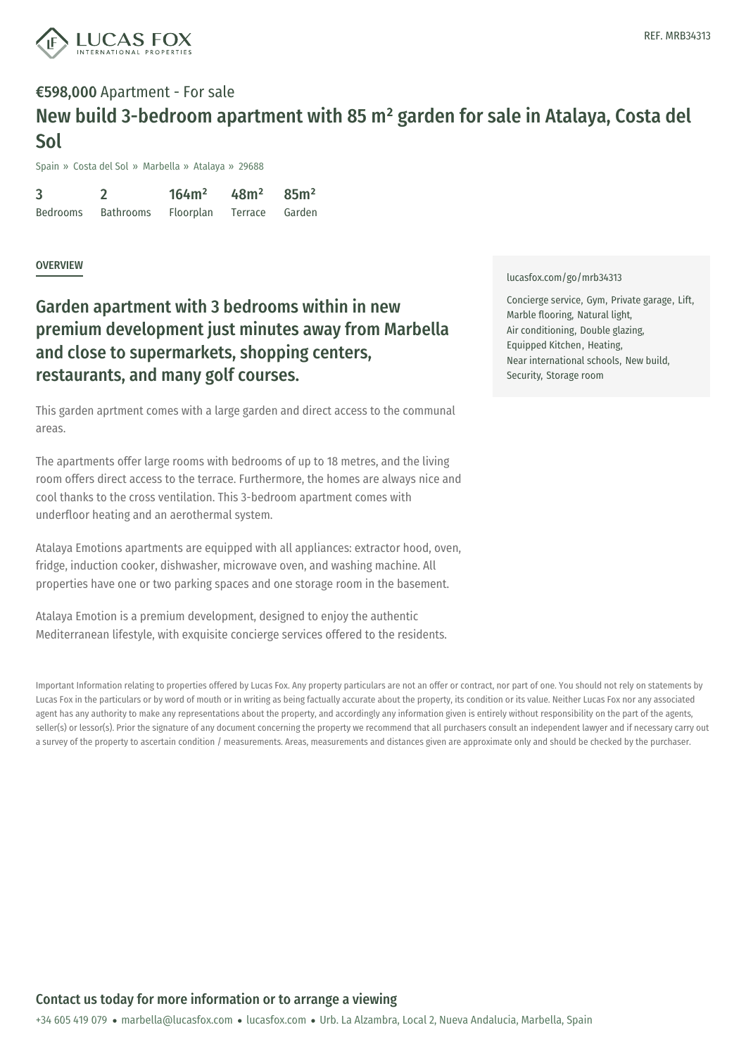REF. MRB34313

**€598,000** Apartment - For sale

# New build 3-bedroom apartment with 85 m² garden for sale in Atalaya, Costa del Sol

Spain » Costa del Sol » Marbella » Atalaya » 29688

| 3 | 2 | 164m² | 48m² | 85m² |
|---|---|---|---|---|
| Bedrooms | Bathrooms | Floorplan | Terrace | Garden |

## OVERVIEW

## Garden apartment with 3 bedrooms within in new premium development just minutes away from Marbella and close to supermarkets, shopping centers, restaurants, and many golf courses.

This garden aprtment comes with a large garden and direct access to the communal areas.

The apartments offer large rooms with bedrooms of up to 18 metres, and the living room offers direct access to the terrace. Furthermore, the homes are always nice and cool thanks to the cross ventilation. This 3-bedroom apartment comes with underfloor heating and an aerothermal system.

Atalaya Emotions apartments are equipped with all appliances: extractor hood, oven, fridge, induction cooker, dishwasher, microwave oven, and washing machine. All properties have one or two parking spaces and one storage room in the basement.

Atalaya Emotion is a premium development, designed to enjoy the authentic Mediterranean lifestyle, with exquisite concierge services offered to the residents.

lucasfox.com/go/mrb34313

Concierge service, Gym, Private garage, Lift, Marble flooring, Natural light, Air conditioning, Double glazing, Equipped Kitchen, Heating, Near international schools, New build, Security, Storage room

Important Information relating to properties offered by Lucas Fox. Any property particulars are not an offer or contract, nor part of one. You should not rely on statements by Lucas Fox in the particulars or by word of mouth or in writing as being factually accurate about the property, its condition or its value. Neither Lucas Fox nor any associated agent has any authority to make any representations about the property, and accordingly any information given is entirely without responsibility on the part of the agents, seller(s) or lessor(s). Prior the signature of any document concerning the property we recommend that all purchasers consult an independent lawyer and if necessary carry out a survey of the property to ascertain condition / measurements. Areas, measurements and distances given are approximate only and should be checked by the purchaser.

## Contact us today for more information or to arrange a viewing

+34 605 419 079 • marbella@lucasfox.com • lucasfox.com • Urb. La Alzambra, Local 2, Nueva Andalucia, Marbella, Spain